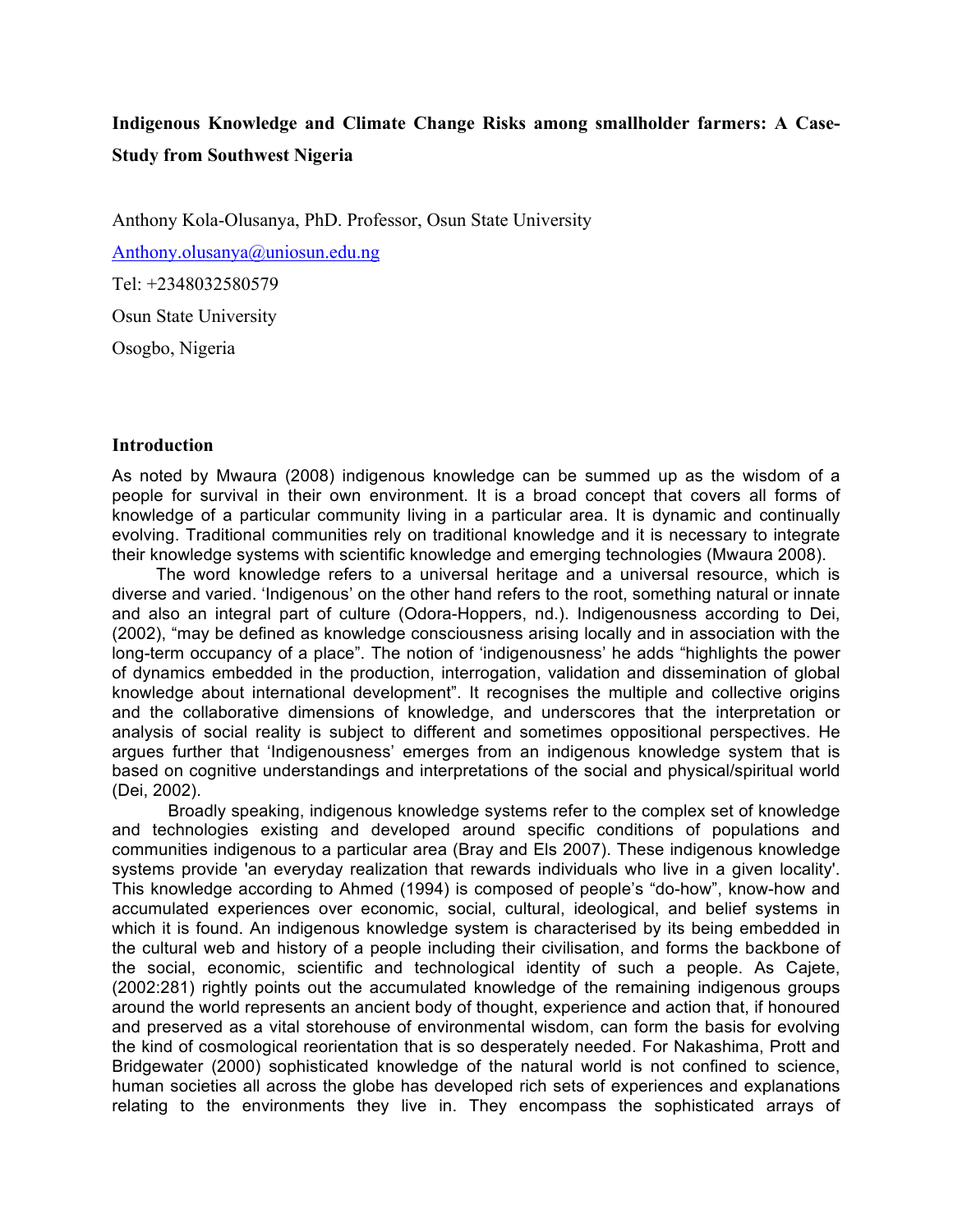**Indigenous Knowledge and Climate Change Risks among smallholder farmers: A Case-Study from Southwest Nigeria**

Anthony Kola-Olusanya, PhD. Professor, Osun State University

Anthony.olusanya@uniosun.edu.ng

Tel: +2348032580579

Osun State University

Osogbo, Nigeria

## Introduction

As noted by Mwaura (2008) indigenous knowledge can be summed up as the wisdom of a people for survival in their own environment. It is a broad concept that covers all forms of knowledge of a particular community living in a particular area. It is dynamic and continually evolving. Traditional communities rely on traditional knowledge and it is necessary to integrate their knowledge systems with scientific knowledge and emerging technologies (Mwaura 2008).

The word knowledge refers to a universal heritage and a universal resource, which is diverse and varied. 'Indigenous' on the other hand refers to the root, something natural or innate and also an integral part of culture (Odora-Hoppers, nd.). Indigenousness according to Dei, (2002), "may be defined as knowledge consciousness arising locally and in association with the long-term occupancy of a place". The notion of 'indigenousness' he adds "highlights the power of dynamics embedded in the production, interrogation, validation and dissemination of global knowledge about international development". It recognises the multiple and collective origins and the collaborative dimensions of knowledge, and underscores that the interpretation or analysis of social reality is subject to different and sometimes oppositional perspectives. He argues further that 'Indigenousness' emerges from an indigenous knowledge system that is based on cognitive understandings and interpretations of the social and physical/spiritual world (Dei, 2002).

Broadly speaking, indigenous knowledge systems refer to the complex set of knowledge and technologies existing and developed around specific conditions of populations and communities indigenous to a particular area (Bray and Els 2007). These indigenous knowledge systems provide 'an everyday realization that rewards individuals who live in a given locality'. This knowledge according to Ahmed (1994) is composed of people's "do-how", know-how and accumulated experiences over economic, social, cultural, ideological, and belief systems in which it is found. An indigenous knowledge system is characterised by its being embedded in the cultural web and history of a people including their civilisation, and forms the backbone of the social, economic, scientific and technological identity of such a people. As Cajete, (2002:281) rightly points out the accumulated knowledge of the remaining indigenous groups around the world represents an ancient body of thought, experience and action that, if honoured and preserved as a vital storehouse of environmental wisdom, can form the basis for evolving the kind of cosmological reorientation that is so desperately needed. For Nakashima, Prott and Bridgewater (2000) sophisticated knowledge of the natural world is not confined to science, human societies all across the globe has developed rich sets of experiences and explanations relating to the environments they live in. They encompass the sophisticated arrays of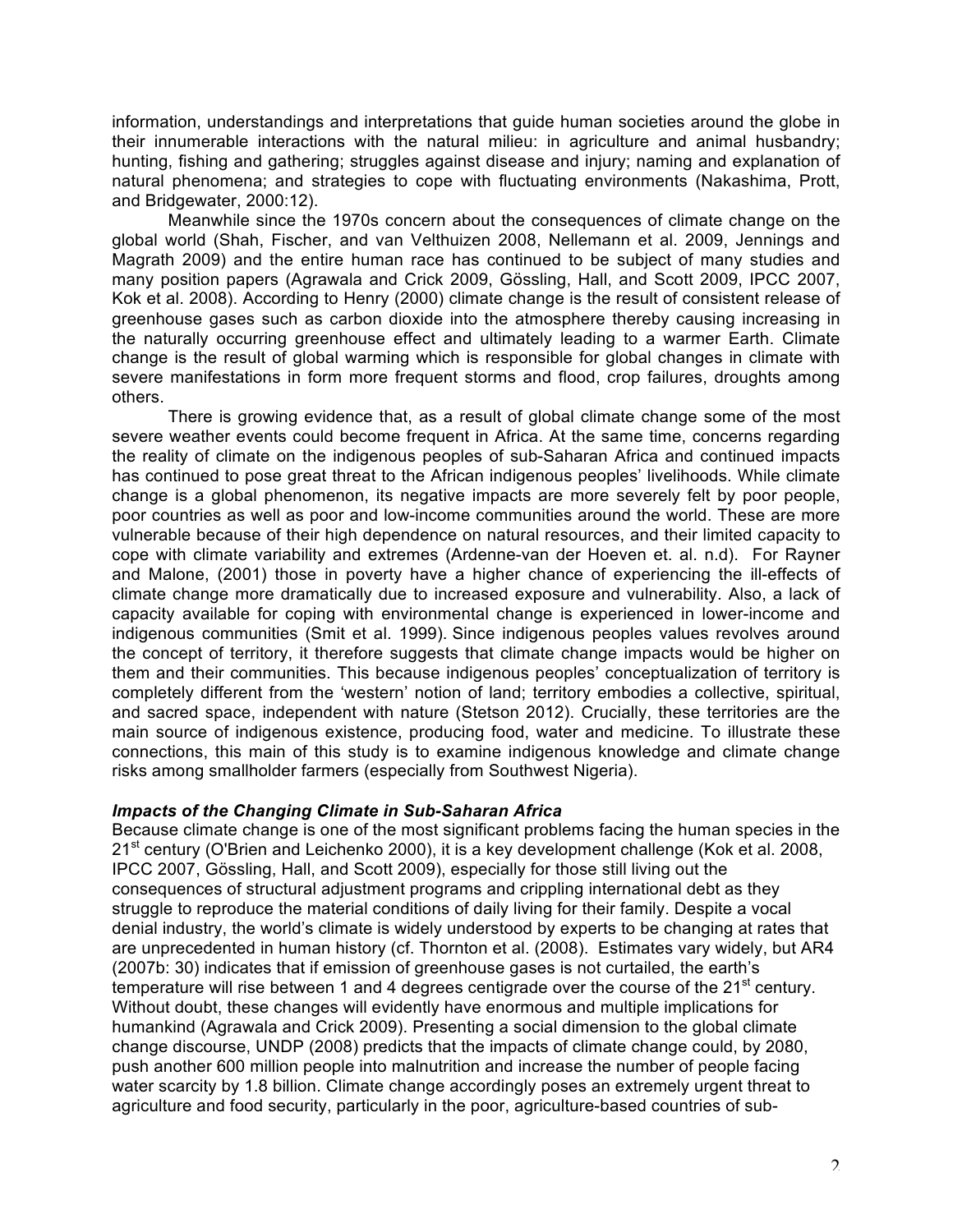information, understandings and interpretations that guide human societies around the globe in their innumerable interactions with the natural milieu: in agriculture and animal husbandry; hunting, fishing and gathering; struggles against disease and injury; naming and explanation of natural phenomena; and strategies to cope with fluctuating environments (Nakashima, Prott, and Bridgewater, 2000:12).

Meanwhile since the 1970s concern about the consequences of climate change on the global world (Shah, Fischer, and van Velthuizen 2008, Nellemann et al. 2009, Jennings and Magrath 2009) and the entire human race has continued to be subject of many studies and many position papers (Agrawala and Crick 2009, Gössling, Hall, and Scott 2009, IPCC 2007, Kok et al. 2008). According to Henry (2000) climate change is the result of consistent release of greenhouse gases such as carbon dioxide into the atmosphere thereby causing increasing in the naturally occurring greenhouse effect and ultimately leading to a warmer Earth. Climate change is the result of global warming which is responsible for global changes in climate with severe manifestations in form more frequent storms and flood, crop failures, droughts among others.

There is growing evidence that, as a result of global climate change some of the most severe weather events could become frequent in Africa. At the same time, concerns regarding the reality of climate on the indigenous peoples of sub-Saharan Africa and continued impacts has continued to pose great threat to the African indigenous peoples' livelihoods. While climate change is a global phenomenon, its negative impacts are more severely felt by poor people, poor countries as well as poor and low-income communities around the world. These are more vulnerable because of their high dependence on natural resources, and their limited capacity to cope with climate variability and extremes (Ardenne-van der Hoeven et. al. n.d). For Rayner and Malone, (2001) those in poverty have a higher chance of experiencing the ill-effects of climate change more dramatically due to increased exposure and vulnerability. Also, a lack of capacity available for coping with environmental change is experienced in lower-income and indigenous communities (Smit et al. 1999). Since indigenous peoples values revolves around the concept of territory, it therefore suggests that climate change impacts would be higher on them and their communities. This because indigenous peoples' conceptualization of territory is completely different from the 'western' notion of land; territory embodies a collective, spiritual, and sacred space, independent with nature (Stetson 2012). Crucially, these territories are the main source of indigenous existence, producing food, water and medicine. To illustrate these connections, this main of this study is to examine indigenous knowledge and climate change risks among smallholder farmers (especially from Southwest Nigeria).

### *Impacts of the Changing Climate in Sub-Saharan Africa*

Because climate change is one of the most significant problems facing the human species in the 21st century (O'Brien and Leichenko 2000), it is a key development challenge (Kok et al. 2008, IPCC 2007, Gössling, Hall, and Scott 2009), especially for those still living out the consequences of structural adjustment programs and crippling international debt as they struggle to reproduce the material conditions of daily living for their family. Despite a vocal denial industry, the world's climate is widely understood by experts to be changing at rates that are unprecedented in human history (cf. Thornton et al. (2008). Estimates vary widely, but AR4 (2007b: 30) indicates that if emission of greenhouse gases is not curtailed, the earth's temperature will rise between 1 and 4 degrees centigrade over the course of the 21st century. Without doubt, these changes will evidently have enormous and multiple implications for humankind (Agrawala and Crick 2009). Presenting a social dimension to the global climate change discourse, UNDP (2008) predicts that the impacts of climate change could, by 2080, push another 600 million people into malnutrition and increase the number of people facing water scarcity by 1.8 billion. Climate change accordingly poses an extremely urgent threat to agriculture and food security, particularly in the poor, agriculture-based countries of sub-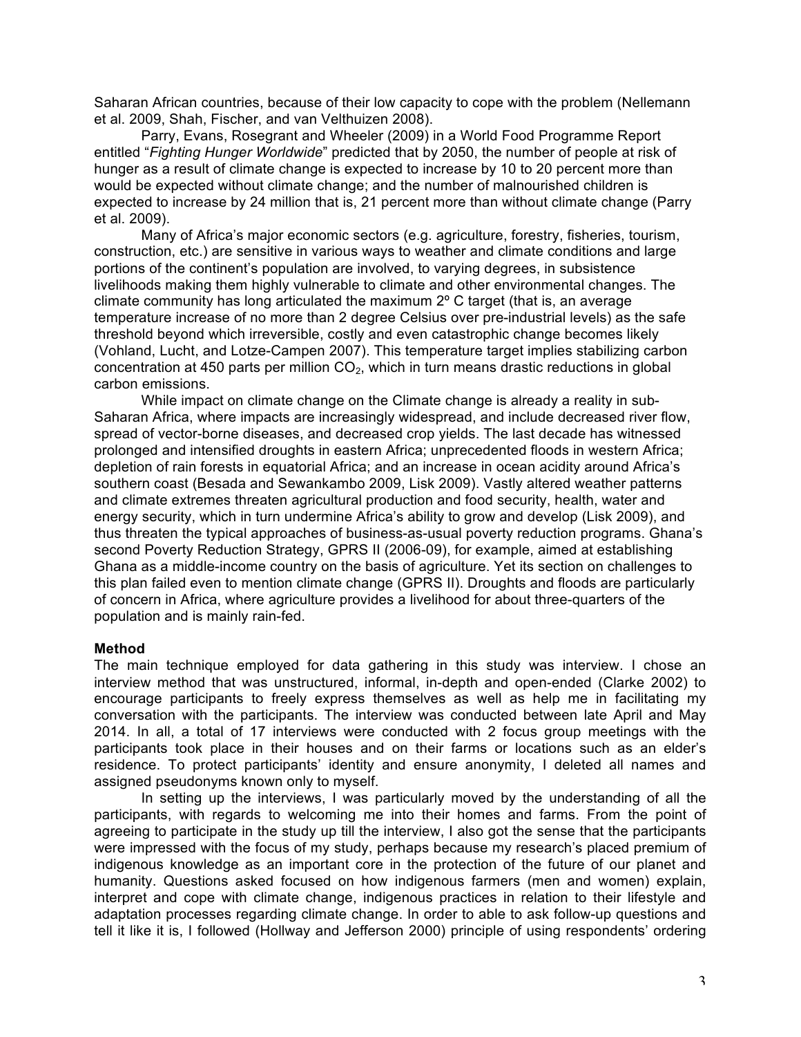Saharan African countries, because of their low capacity to cope with the problem (Nellemann et al. 2009, Shah, Fischer, and van Velthuizen 2008).

Parry, Evans, Rosegrant and Wheeler (2009) in a World Food Programme Report entitled "*Fighting Hunger Worldwide*" predicted that by 2050, the number of people at risk of hunger as a result of climate change is expected to increase by 10 to 20 percent more than would be expected without climate change; and the number of malnourished children is expected to increase by 24 million that is, 21 percent more than without climate change (Parry et al. 2009).

Many of Africa's major economic sectors (e.g. agriculture, forestry, fisheries, tourism, construction, etc.) are sensitive in various ways to weather and climate conditions and large portions of the continent's population are involved, to varying degrees, in subsistence livelihoods making them highly vulnerable to climate and other environmental changes. The climate community has long articulated the maximum 2º C target (that is, an average temperature increase of no more than 2 degree Celsius over pre-industrial levels) as the safe threshold beyond which irreversible, costly and even catastrophic change becomes likely (Vohland, Lucht, and Lotze-Campen 2007). This temperature target implies stabilizing carbon concentration at 450 parts per million $CO_2$, which in turn means drastic reductions in global carbon emissions.

While impact on climate change on the Climate change is already a reality in sub-Saharan Africa, where impacts are increasingly widespread, and include decreased river flow, spread of vector-borne diseases, and decreased crop yields. The last decade has witnessed prolonged and intensified droughts in eastern Africa; unprecedented floods in western Africa; depletion of rain forests in equatorial Africa; and an increase in ocean acidity around Africa's southern coast (Besada and Sewankambo 2009, Lisk 2009). Vastly altered weather patterns and climate extremes threaten agricultural production and food security, health, water and energy security, which in turn undermine Africa's ability to grow and develop (Lisk 2009), and thus threaten the typical approaches of business-as-usual poverty reduction programs. Ghana's second Poverty Reduction Strategy, GPRS II (2006-09), for example, aimed at establishing Ghana as a middle-income country on the basis of agriculture. Yet its section on challenges to this plan failed even to mention climate change (GPRS II). Droughts and floods are particularly of concern in Africa, where agriculture provides a livelihood for about three-quarters of the population and is mainly rain-fed.

**Method**

The main technique employed for data gathering in this study was interview. I chose an interview method that was unstructured, informal, in-depth and open-ended (Clarke 2002) to encourage participants to freely express themselves as well as help me in facilitating my conversation with the participants. The interview was conducted between late April and May 2014. In all, a total of 17 interviews were conducted with 2 focus group meetings with the participants took place in their houses and on their farms or locations such as an elder's residence. To protect participants' identity and ensure anonymity, I deleted all names and assigned pseudonyms known only to myself.

In setting up the interviews, I was particularly moved by the understanding of all the participants, with regards to welcoming me into their homes and farms. From the point of agreeing to participate in the study up till the interview, I also got the sense that the participants were impressed with the focus of my study, perhaps because my research's placed premium of indigenous knowledge as an important core in the protection of the future of our planet and humanity. Questions asked focused on how indigenous farmers (men and women) explain, interpret and cope with climate change, indigenous practices in relation to their lifestyle and adaptation processes regarding climate change. In order to able to ask follow-up questions and tell it like it is, I followed (Hollway and Jefferson 2000) principle of using respondents' ordering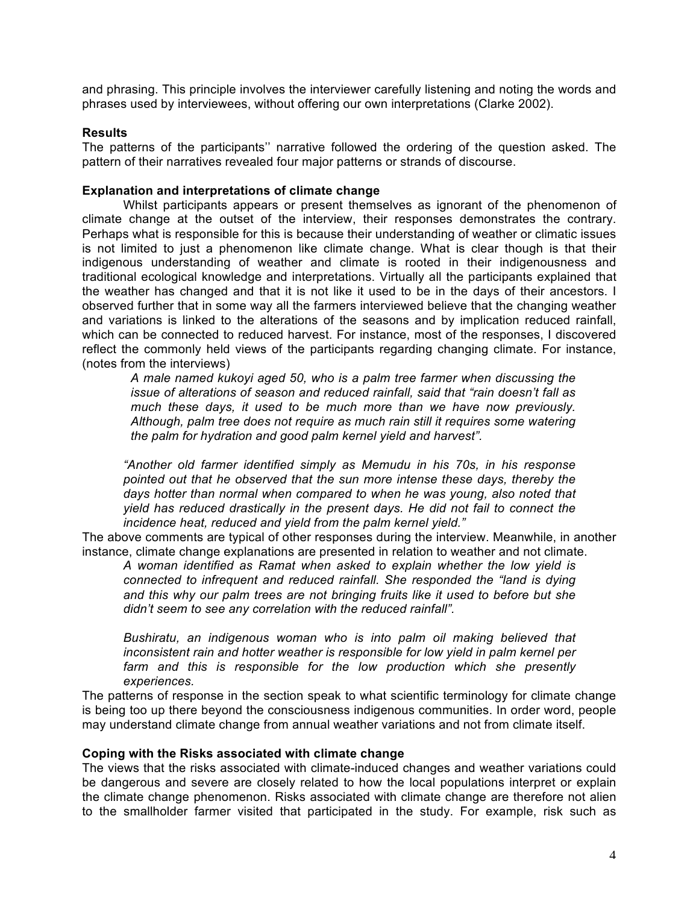and phrasing. This principle involves the interviewer carefully listening and noting the words and phrases used by interviewees, without offering our own interpretations (Clarke 2002).

**Results**

The patterns of the participants'' narrative followed the ordering of the question asked. The pattern of their narratives revealed four major patterns or strands of discourse.

**Explanation and interpretations of climate change**

Whilst participants appears or present themselves as ignorant of the phenomenon of climate change at the outset of the interview, their responses demonstrates the contrary. Perhaps what is responsible for this is because their understanding of weather or climatic issues is not limited to just a phenomenon like climate change. What is clear though is that their indigenous understanding of weather and climate is rooted in their indigenousness and traditional ecological knowledge and interpretations. Virtually all the participants explained that the weather has changed and that it is not like it used to be in the days of their ancestors. I observed further that in some way all the farmers interviewed believe that the changing weather and variations is linked to the alterations of the seasons and by implication reduced rainfall, which can be connected to reduced harvest. For instance, most of the responses, I discovered reflect the commonly held views of the participants regarding changing climate. For instance, (notes from the interviews)

> *A male named kukoyi aged 50, who is a palm tree farmer when discussing the issue of alterations of season and reduced rainfall, said that "rain doesn't fall as much these days, it used to be much more than we have now previously. Although, palm tree does not require as much rain still it requires some watering the palm for hydration and good palm kernel yield and harvest".*
>
> *"Another old farmer identified simply as Memudu in his 70s, in his response pointed out that he observed that the sun more intense these days, thereby the days hotter than normal when compared to when he was young, also noted that yield has reduced drastically in the present days. He did not fail to connect the incidence heat, reduced and yield from the palm kernel yield."*

The above comments are typical of other responses during the interview. Meanwhile, in another instance, climate change explanations are presented in relation to weather and not climate.

> *A woman identified as Ramat when asked to explain whether the low yield is connected to infrequent and reduced rainfall. She responded the "land is dying and this why our palm trees are not bringing fruits like it used to before but she didn't seem to see any correlation with the reduced rainfall".*
>
> *Bushiratu, an indigenous woman who is into palm oil making believed that inconsistent rain and hotter weather is responsible for low yield in palm kernel per farm and this is responsible for the low production which she presently experiences.*

The patterns of response in the section speak to what scientific terminology for climate change is being too up there beyond the consciousness indigenous communities. In order word, people may understand climate change from annual weather variations and not from climate itself.

**Coping with the Risks associated with climate change**

The views that the risks associated with climate-induced changes and weather variations could be dangerous and severe are closely related to how the local populations interpret or explain the climate change phenomenon. Risks associated with climate change are therefore not alien to the smallholder farmer visited that participated in the study. For example, risk such as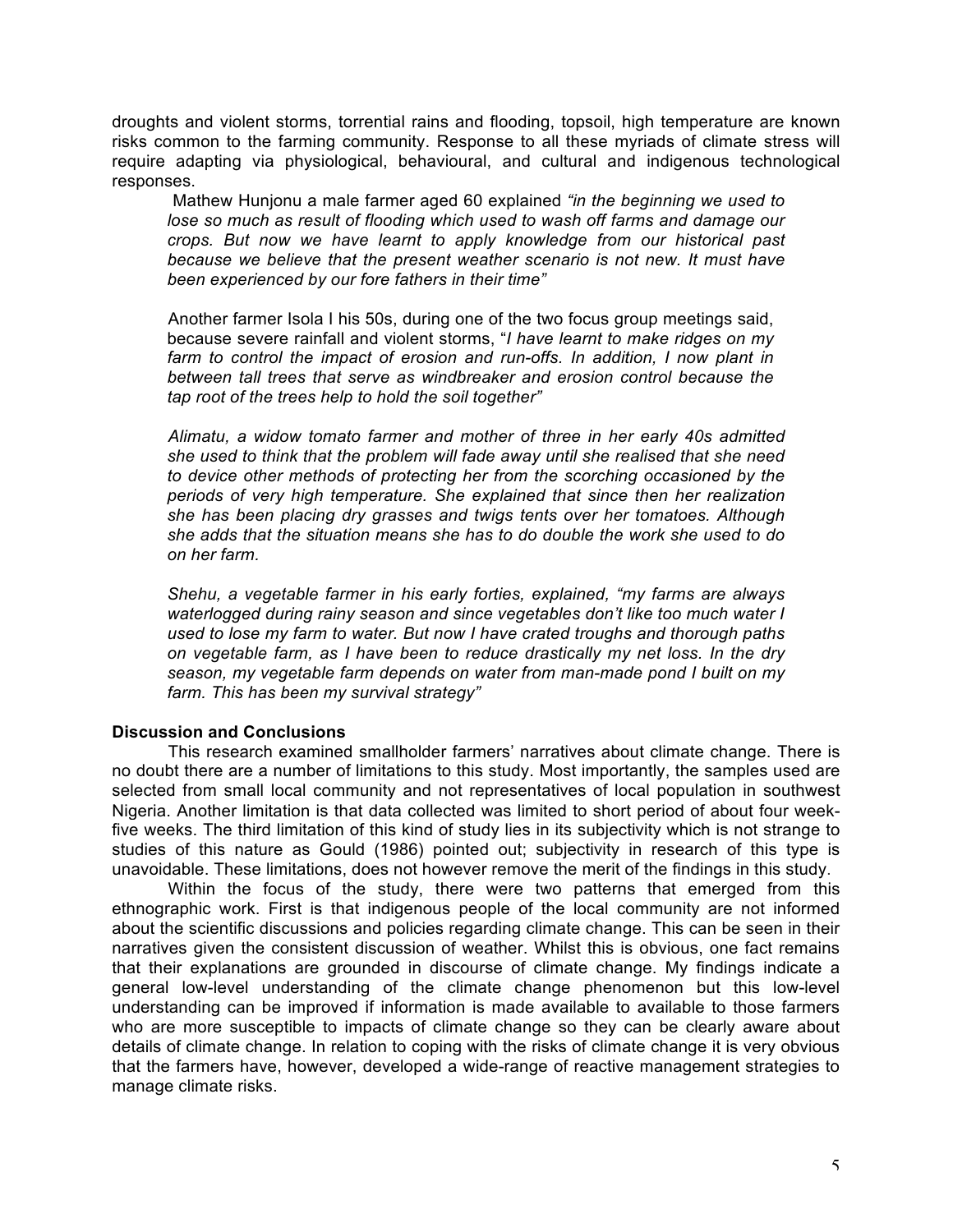droughts and violent storms, torrential rains and flooding, topsoil, high temperature are known risks common to the farming community. Response to all these myriads of climate stress will require adapting via physiological, behavioural, and cultural and indigenous technological responses.

> Mathew Hunjonu a male farmer aged 60 explained *"in the beginning we used to lose so much as result of flooding which used to wash off farms and damage our crops. But now we have learnt to apply knowledge from our historical past because we believe that the present weather scenario is not new. It must have been experienced by our fore fathers in their time"*
>
> Another farmer Isola I his 50s, during one of the two focus group meetings said, because severe rainfall and violent storms, "*I have learnt to make ridges on my farm to control the impact of erosion and run-offs. In addition, I now plant in between tall trees that serve as windbreaker and erosion control because the tap root of the trees help to hold the soil together"*
>
> *Alimatu, a widow tomato farmer and mother of three in her early 40s admitted she used to think that the problem will fade away until she realised that she need to device other methods of protecting her from the scorching occasioned by the periods of very high temperature. She explained that since then her realization she has been placing dry grasses and twigs tents over her tomatoes. Although she adds that the situation means she has to do double the work she used to do on her farm.*
>
> *Shehu, a vegetable farmer in his early forties, explained, "my farms are always waterlogged during rainy season and since vegetables don't like too much water I used to lose my farm to water. But now I have crated troughs and thorough paths on vegetable farm, as I have been to reduce drastically my net loss. In the dry season, my vegetable farm depends on water from man-made pond I built on my farm. This has been my survival strategy"*

**Discussion and Conclusions**

This research examined smallholder farmers' narratives about climate change. There is no doubt there are a number of limitations to this study. Most importantly, the samples used are selected from small local community and not representatives of local population in southwest Nigeria. Another limitation is that data collected was limited to short period of about four week-five weeks. The third limitation of this kind of study lies in its subjectivity which is not strange to studies of this nature as Gould (1986) pointed out; subjectivity in research of this type is unavoidable. These limitations, does not however remove the merit of the findings in this study.

Within the focus of the study, there were two patterns that emerged from this ethnographic work. First is that indigenous people of the local community are not informed about the scientific discussions and policies regarding climate change. This can be seen in their narratives given the consistent discussion of weather. Whilst this is obvious, one fact remains that their explanations are grounded in discourse of climate change. My findings indicate a general low-level understanding of the climate change phenomenon but this low-level understanding can be improved if information is made available to available to those farmers who are more susceptible to impacts of climate change so they can be clearly aware about details of climate change. In relation to coping with the risks of climate change it is very obvious that the farmers have, however, developed a wide-range of reactive management strategies to manage climate risks.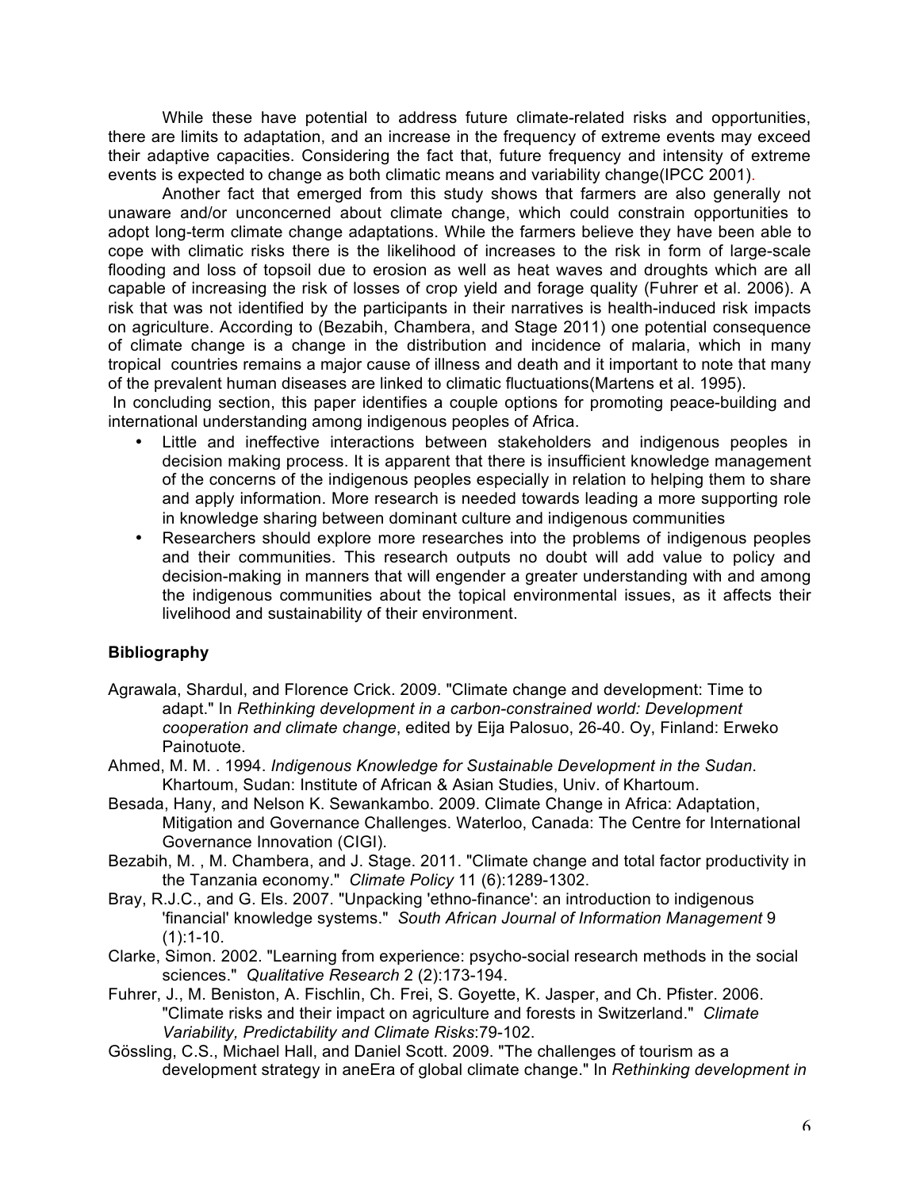While these have potential to address future climate-related risks and opportunities, there are limits to adaptation, and an increase in the frequency of extreme events may exceed their adaptive capacities. Considering the fact that, future frequency and intensity of extreme events is expected to change as both climatic means and variability change(IPCC 2001).

Another fact that emerged from this study shows that farmers are also generally not unaware and/or unconcerned about climate change, which could constrain opportunities to adopt long-term climate change adaptations. While the farmers believe they have been able to cope with climatic risks there is the likelihood of increases to the risk in form of large-scale flooding and loss of topsoil due to erosion as well as heat waves and droughts which are all capable of increasing the risk of losses of crop yield and forage quality (Fuhrer et al. 2006). A risk that was not identified by the participants in their narratives is health-induced risk impacts on agriculture. According to (Bezabih, Chambera, and Stage 2011) one potential consequence of climate change is a change in the distribution and incidence of malaria, which in many tropical countries remains a major cause of illness and death and it important to note that many of the prevalent human diseases are linked to climatic fluctuations(Martens et al. 1995).

In concluding section, this paper identifies a couple options for promoting peace-building and international understanding among indigenous peoples of Africa.

- Little and ineffective interactions between stakeholders and indigenous peoples in decision making process. It is apparent that there is insufficient knowledge management of the concerns of the indigenous peoples especially in relation to helping them to share and apply information. More research is needed towards leading a more supporting role in knowledge sharing between dominant culture and indigenous communities
- Researchers should explore more researches into the problems of indigenous peoples and their communities. This research outputs no doubt will add value to policy and decision-making in manners that will engender a greater understanding with and among the indigenous communities about the topical environmental issues, as it affects their livelihood and sustainability of their environment.

**Bibliography**

Agrawala, Shardul, and Florence Crick. 2009. "Climate change and development: Time to adapt." In *Rethinking development in a carbon-constrained world: Development cooperation and climate change*, edited by Eija Palosuo, 26-40. Oy, Finland: Erweko Painotuote.

Ahmed, M. M. . 1994. *Indigenous Knowledge for Sustainable Development in the Sudan*. Khartoum, Sudan: Institute of African & Asian Studies, Univ. of Khartoum.

Besada, Hany, and Nelson K. Sewankambo. 2009. Climate Change in Africa: Adaptation, Mitigation and Governance Challenges. Waterloo, Canada: The Centre for International Governance Innovation (CIGI).

Bezabih, M. , M. Chambera, and J. Stage. 2011. "Climate change and total factor productivity in the Tanzania economy." *Climate Policy* 11 (6):1289-1302.

Bray, R.J.C., and G. Els. 2007. "Unpacking 'ethno-finance': an introduction to indigenous 'financial' knowledge systems." *South African Journal of Information Management* 9 (1):1-10.

Clarke, Simon. 2002. "Learning from experience: psycho-social research methods in the social sciences." *Qualitative Research* 2 (2):173-194.

Fuhrer, J., M. Beniston, A. Fischlin, Ch. Frei, S. Goyette, K. Jasper, and Ch. Pfister. 2006. "Climate risks and their impact on agriculture and forests in Switzerland." *Climate Variability, Predictability and Climate Risks*:79-102.

Gössling, C.S., Michael Hall, and Daniel Scott. 2009. "The challenges of tourism as a development strategy in aneEra of global climate change." In *Rethinking development in*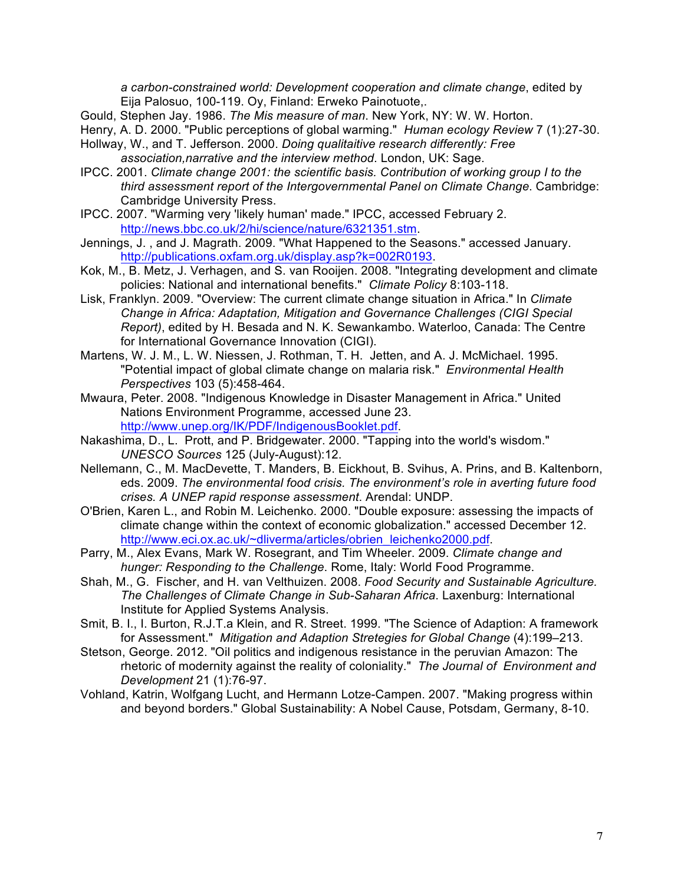*a carbon-constrained world: Development cooperation and climate change*, edited by Eija Palosuo, 100-119. Oy, Finland: Erweko Painotuote,.

Gould, Stephen Jay. 1986. *The Mis measure of man*. New York, NY: W. W. Horton.

Henry, A. D. 2000. "Public perceptions of global warming." *Human ecology Review* 7 (1):27-30.

Hollway, W., and T. Jefferson. 2000. *Doing qualitaitive research differently: Free association,narrative and the interview method*. London, UK: Sage.

IPCC. 2001. *Climate change 2001: the scientific basis. Contribution of working group I to the third assessment report of the Intergovernmental Panel on Climate Change*. Cambridge: Cambridge University Press.

IPCC. 2007. "Warming very 'likely human' made." IPCC, accessed February 2. http://news.bbc.co.uk/2/hi/science/nature/6321351.stm.

Jennings, J. , and J. Magrath. 2009. "What Happened to the Seasons." accessed January. http://publications.oxfam.org.uk/display.asp?k=002R0193.

Kok, M., B. Metz, J. Verhagen, and S. van Rooijen. 2008. "Integrating development and climate policies: National and international benefits." *Climate Policy* 8:103-118.

Lisk, Franklyn. 2009. "Overview: The current climate change situation in Africa." In *Climate Change in Africa: Adaptation, Mitigation and Governance Challenges (CIGI Special Report)*, edited by H. Besada and N. K. Sewankambo. Waterloo, Canada: The Centre for International Governance Innovation (CIGI).

Martens, W. J. M., L. W. Niessen, J. Rothman, T. H. Jetten, and A. J. McMichael. 1995. "Potential impact of global climate change on malaria risk." *Environmental Health Perspectives* 103 (5):458-464.

Mwaura, Peter. 2008. "Indigenous Knowledge in Disaster Management in Africa." United Nations Environment Programme, accessed June 23. http://www.unep.org/IK/PDF/IndigenousBooklet.pdf.

Nakashima, D., L. Prott, and P. Bridgewater. 2000. "Tapping into the world's wisdom." *UNESCO Sources* 125 (July-August):12.

Nellemann, C., M. MacDevette, T. Manders, B. Eickhout, B. Svihus, A. Prins, and B. Kaltenborn, eds. 2009. *The environmental food crisis. The environment's role in averting future food crises. A UNEP rapid response assessment*. Arendal: UNDP.

O'Brien, Karen L., and Robin M. Leichenko. 2000. "Double exposure: assessing the impacts of climate change within the context of economic globalization." accessed December 12. http://www.eci.ox.ac.uk/~dliverma/articles/obrien_leichenko2000.pdf.

Parry, M., Alex Evans, Mark W. Rosegrant, and Tim Wheeler. 2009. *Climate change and hunger: Responding to the Challenge*. Rome, Italy: World Food Programme.

Shah, M., G. Fischer, and H. van Velthuizen. 2008. *Food Security and Sustainable Agriculture. The Challenges of Climate Change in Sub-Saharan Africa*. Laxenburg: International Institute for Applied Systems Analysis.

Smit, B. I., I. Burton, R.J.T.a Klein, and R. Street. 1999. "The Science of Adaption: A framework for Assessment." *Mitigation and Adaption Stretegies for Global Change* (4):199–213.

Stetson, George. 2012. "Oil politics and indigenous resistance in the peruvian Amazon: The rhetoric of modernity against the reality of coloniality." *The Journal of Environment and Development* 21 (1):76-97.

Vohland, Katrin, Wolfgang Lucht, and Hermann Lotze-Campen. 2007. "Making progress within and beyond borders." Global Sustainability: A Nobel Cause, Potsdam, Germany, 8-10.